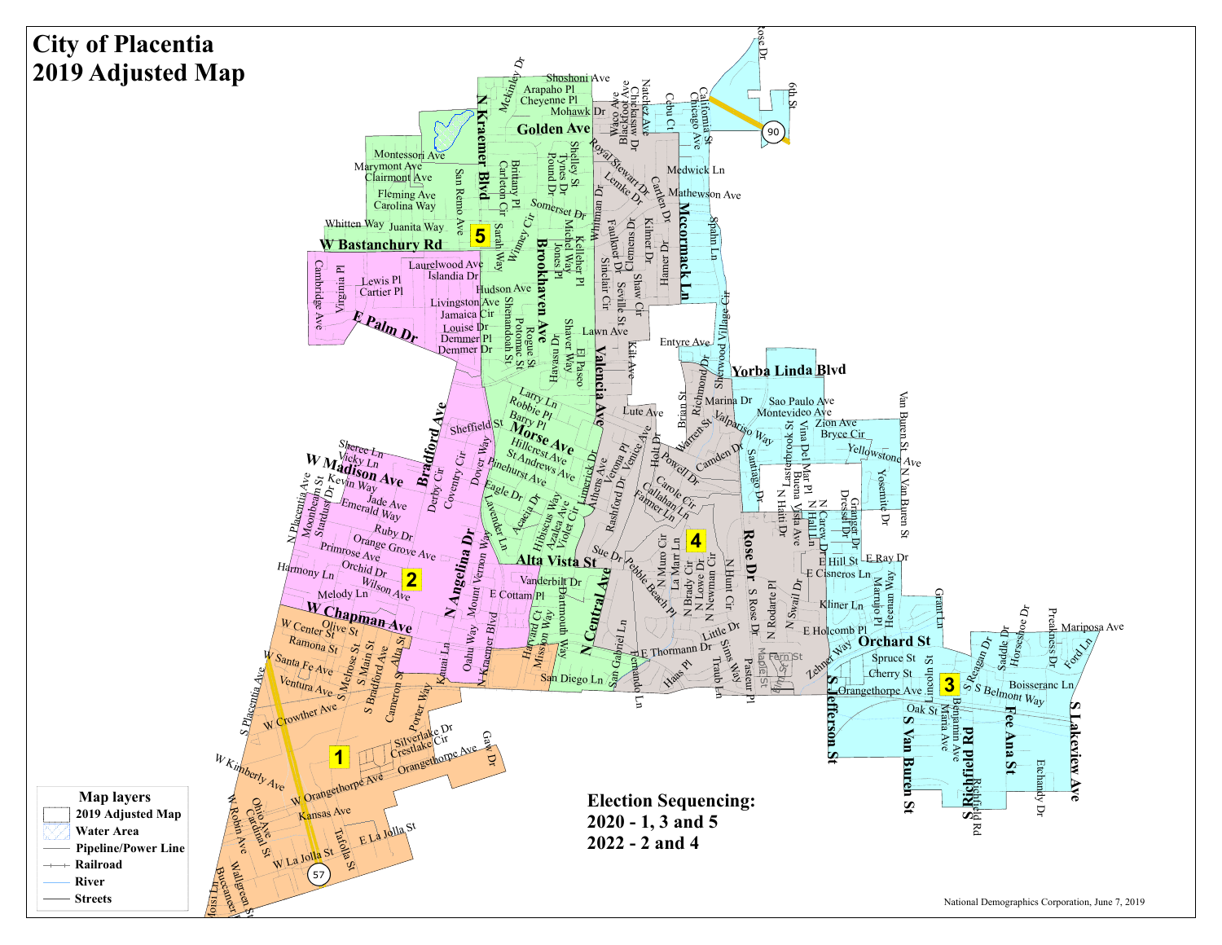# City of Placentia
# 2019 Adjusted Map

**Map layers**

- 2019 Adjusted Map
- Water Area
- Pipeline/Power Line
- Railroad
- River
- Streets

**Election Sequencing:**
**2020 - 1, 3 and 5**
**2022 - 2 and 4**

National Demographics Corporation, June 7, 2019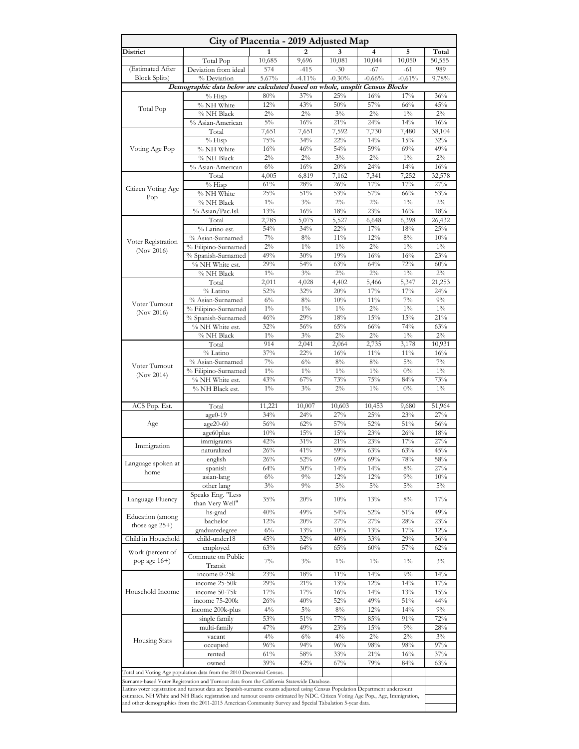# City of Placentia - 2019 Adjusted Map

| District | | 1 | 2 | 3 | 4 | 5 | Total |
|---|---|---|---|---|---|---|---|
| | Total Pop | 10,685 | 9,696 | 10,081 | 10,044 | 10,050 | 50,555 |
| (Estimated After | Deviation from ideal | 574 | -415 | -30 | -67 | -61 | 989 |
| Block Splits) | % Deviation | 5.67% | -4.11% | -0.30% | -0.66% | -0.61% | 9.78% |
| ***Demographic data below are calculated based on whole, unsplit Census Blocks*** | | | | | | | |
| Total Pop | % Hisp | 80% | 37% | 25% | 16% | 17% | 36% |
| | % NH White | 12% | 43% | 50% | 57% | 66% | 45% |
| | % NH Black | 2% | 2% | 3% | 2% | 1% | 2% |
| | % Asian-American | 5% | 16% | 21% | 24% | 14% | 16% |
| Voting Age Pop | Total | 7,651 | 7,651 | 7,592 | 7,730 | 7,480 | 38,104 |
| | % Hisp | 75% | 34% | 22% | 14% | 15% | 32% |
| | % NH White | 16% | 46% | 54% | 59% | 69% | 49% |
| | % NH Black | 2% | 2% | 3% | 2% | 1% | 2% |
| | % Asian-American | 6% | 16% | 20% | 24% | 14% | 16% |
| Citizen Voting Age Pop | Total | 4,005 | 6,819 | 7,162 | 7,341 | 7,252 | 32,578 |
| | % Hisp | 61% | 28% | 26% | 17% | 17% | 27% |
| | % NH White | 25% | 51% | 53% | 57% | 66% | 53% |
| | % NH Black | 1% | 3% | 2% | 2% | 1% | 2% |
| | % Asian/Pac.Isl. | 13% | 16% | 18% | 23% | 16% | 18% |
| Voter Registration (Nov 2016) | Total | 2,785 | 5,075 | 5,527 | 6,648 | 6,398 | 26,432 |
| | % Latino est. | 54% | 34% | 22% | 17% | 18% | 25% |
| | % Asian-Surnamed | 7% | 8% | 11% | 12% | 8% | 10% |
| | % Filipino-Surnamed | 2% | 1% | 1% | 2% | 1% | 1% |
| | % Spanish-Surnamed | 49% | 30% | 19% | 16% | 16% | 23% |
| | % NH White est. | 29% | 54% | 63% | 64% | 72% | 60% |
| | % NH Black | 1% | 3% | 2% | 2% | 1% | 2% |
| Voter Turnout (Nov 2016) | Total | 2,011 | 4,028 | 4,402 | 5,466 | 5,347 | 21,253 |
| | % Latino | 52% | 32% | 20% | 17% | 17% | 24% |
| | % Asian-Surnamed | 6% | 8% | 10% | 11% | 7% | 9% |
| | % Filipino-Surnamed | 1% | 1% | 1% | 2% | 1% | 1% |
| | % Spanish-Surnamed | 46% | 29% | 18% | 15% | 15% | 21% |
| | % NH White est. | 32% | 56% | 65% | 66% | 74% | 63% |
| | % NH Black | 1% | 3% | 2% | 2% | 1% | 2% |
| Voter Turnout (Nov 2014) | Total | 914 | 2,041 | 2,064 | 2,735 | 3,178 | 10,931 |
| | % Latino | 37% | 22% | 16% | 11% | 11% | 16% |
| | % Asian-Surnamed | 7% | 6% | 8% | 8% | 5% | 7% |
| | % Filipino-Surnamed | 1% | 1% | 1% | 1% | 0% | 1% |
| | % NH White est. | 43% | 67% | 73% | 75% | 84% | 73% |
| | % NH Black est. | 1% | 3% | 2% | 1% | 0% | 1% |
| ACS Pop. Est. | Total | 11,221 | 10,007 | 10,603 | 10,453 | 9,680 | 51,964 |
| Age | age0-19 | 34% | 24% | 27% | 25% | 23% | 27% |
| | age20-60 | 56% | 62% | 57% | 52% | 51% | 56% |
| | age60plus | 10% | 15% | 15% | 23% | 26% | 18% |
| Immigration | immigrants | 42% | 31% | 21% | 23% | 17% | 27% |
| | naturalized | 26% | 41% | 59% | 63% | 63% | 45% |
| Language spoken at home | english | 26% | 52% | 69% | 69% | 78% | 58% |
| | spanish | 64% | 30% | 14% | 14% | 8% | 27% |
| | asian-lang | 6% | 9% | 12% | 12% | 9% | 10% |
| | other lang | 3% | 9% | 5% | 5% | 5% | 5% |
| Language Fluency | Speaks Eng. "Less than Very Well" | 35% | 20% | 10% | 13% | 8% | 17% |
| Education (among those age 25+) | hs-grad | 40% | 49% | 54% | 52% | 51% | 49% |
| | bachelor | 12% | 20% | 27% | 27% | 28% | 23% |
| | graduatedegree | 6% | 13% | 10% | 13% | 17% | 12% |
| Child in Household | child-under18 | 45% | 32% | 40% | 33% | 29% | 36% |
| Work (percent of pop age 16+) | employed | 63% | 64% | 65% | 60% | 57% | 62% |
| | Commute on Public Transit | 7% | 3% | 1% | 1% | 1% | 3% |
| Household Income | income 0-25k | 23% | 18% | 11% | 14% | 9% | 14% |
| | income 25-50k | 29% | 21% | 13% | 12% | 14% | 17% |
| | income 50-75k | 17% | 17% | 16% | 14% | 13% | 15% |
| | income 75-200k | 26% | 40% | 52% | 49% | 51% | 44% |
| | income 200k-plus | 4% | 5% | 8% | 12% | 14% | 9% |
| Housing Stats | single family | 53% | 51% | 77% | 85% | 91% | 72% |
| | multi-family | 47% | 49% | 23% | 15% | 9% | 28% |
| | vacant | 4% | 6% | 4% | 2% | 2% | 3% |
| | occupied | 96% | 94% | 96% | 98% | 98% | 97% |
| | rented | 61% | 58% | 33% | 21% | 16% | 37% |
| | owned | 39% | 42% | 67% | 79% | 84% | 63% |

Total and Voting Age population data from the 2010 Decennial Census.

Surname-based Voter Registration and Turnout data from the California Statewide Database.

Latino voter registration and turnout data are Spanish-surname counts adjusted using Census Population Department undercount estimates. NH White and NH Black registration and turnout counts estimated by NDC. Citizen Voting Age Pop., Age, Immigration, and other demographics from the 2011-2015 American Community Survey and Special Tabulation 5-year data.